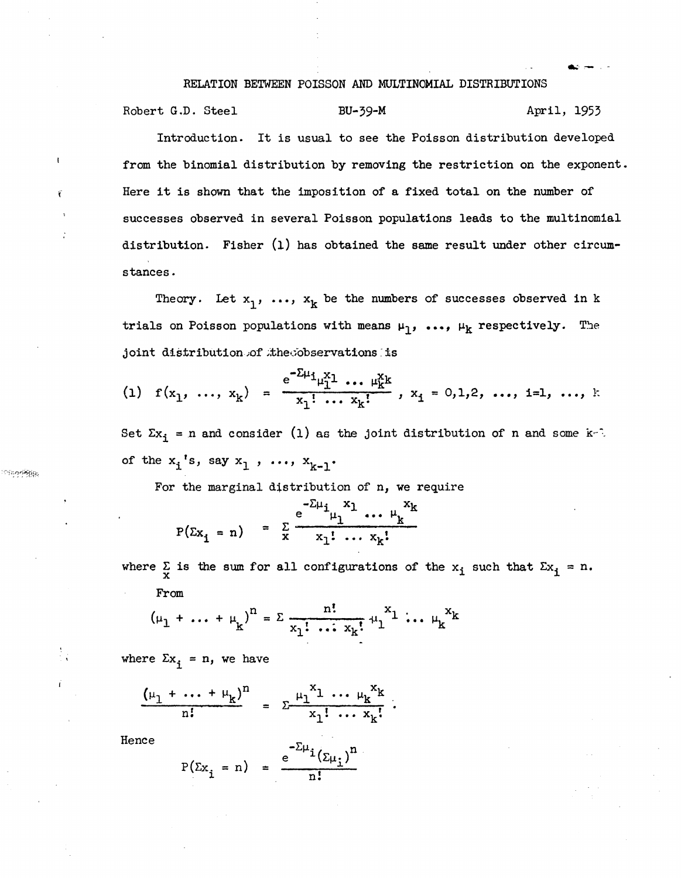# RELATION BETWEEN POISSON AND MULTINOMIAL DISTRIBUTIONS

Robert G.D. Steel BU-39-M April, 1953

**Introduction.** It is usual to see the Poisson distribution developed from the binomial distribution by removing the restriction on the exponent. Here it is shown that the imposition of a fixed total on the number of successes observed in several Poisson populations leads to the multinomial distribution. Fisher (1) has obtained the same result under other circumstances.

**Theory.** Let $x_1, \ldots, x_k$ be the numbers of successes observed in k trials on Poisson populations with means $\mu_1, \ldots, \mu_k$ respectively. The joint distribution of the observations is

$$(1) \quad f(x_1, \ldots, x_k) = \frac{e^{-\Sigma\mu_i}\mu_1^{x_1} \ldots \mu_k^{x_k}}{x_1! \ldots x_k!}, \quad x_i = 0,1,2, \ldots, \; i=1, \ldots, k$$

Set $\Sigma x_i = n$ and consider (1) as the joint distribution of n and some k-1 of the $x_i$'s, say $x_1, \ldots, x_{k-1}$.

For the marginal distribution of n, we require

$$P(\Sigma x_i = n) = \sum_x \frac{e^{-\Sigma\mu_i}\mu_1^{x_1} \ldots \mu_k^{x_k}}{x_1! \ldots x_k!}$$

where $\sum_x$ is the sum for all configurations of the $x_i$ such that $\Sigma x_i = n$.

From

$$(\mu_1 + \ldots + \mu_k)^n = \Sigma \frac{n!}{x_1! \ldots x_k!} \mu_1^{x_1} \ldots \mu_k^{x_k}$$

where $\Sigma x_i = n$, we have

$$\frac{(\mu_1 + \ldots + \mu_k)^n}{n!} = \Sigma \frac{\mu_1^{x_1} \ldots \mu_k^{x_k}}{x_1! \ldots x_k!} .$$

Hence

$$P(\Sigma x_i = n) = \frac{e^{-\Sigma\mu_i}(\Sigma\mu_i)^n}{n!}$$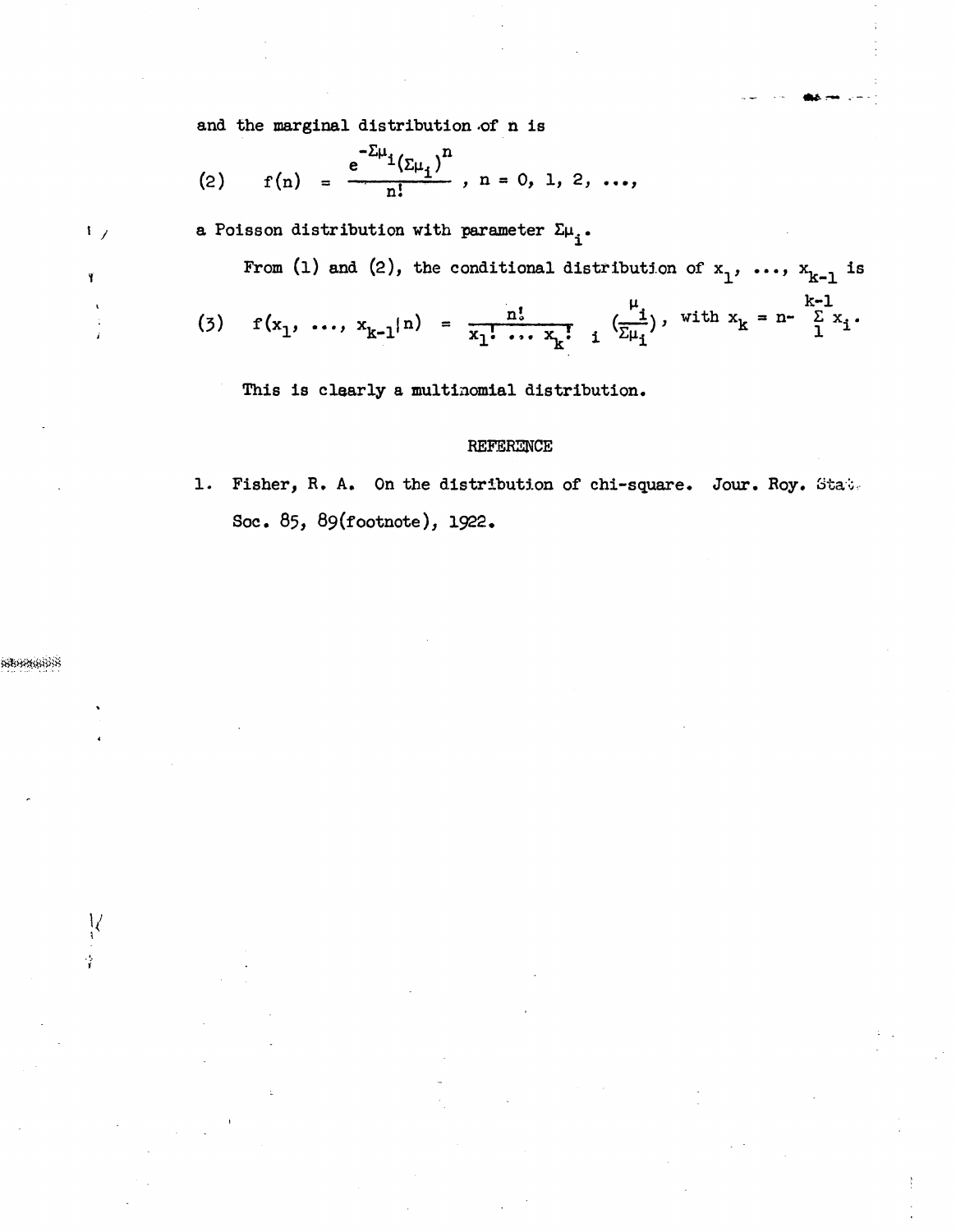and the marginal distribution of n is

$$(2) \qquad f(n) = \frac{e^{-\Sigma\mu_i}(\Sigma\mu_i)^n}{n!}, \quad n = 0, 1, 2, \ldots,$$

a Poisson distribution with parameter $\Sigma\mu_i$.

From (1) and (2), the conditional distribution of $x_1, \ldots, x_{k-1}$ is

$$(3) \qquad f(x_1, \ldots, x_{k-1}|n) = \frac{n!}{x_1! \ldots x_k!} \prod_i \left(\frac{\mu_i}{\Sigma\mu_i}\right), \text{ with } x_k = n - \sum_1^{k-1} x_i.$$

This is clearly a multinomial distribution.

## REFERENCE

1. Fisher, R. A. On the distribution of chi-square. Jour. Roy. Stat. Soc. 85, 89(footnote), 1922.